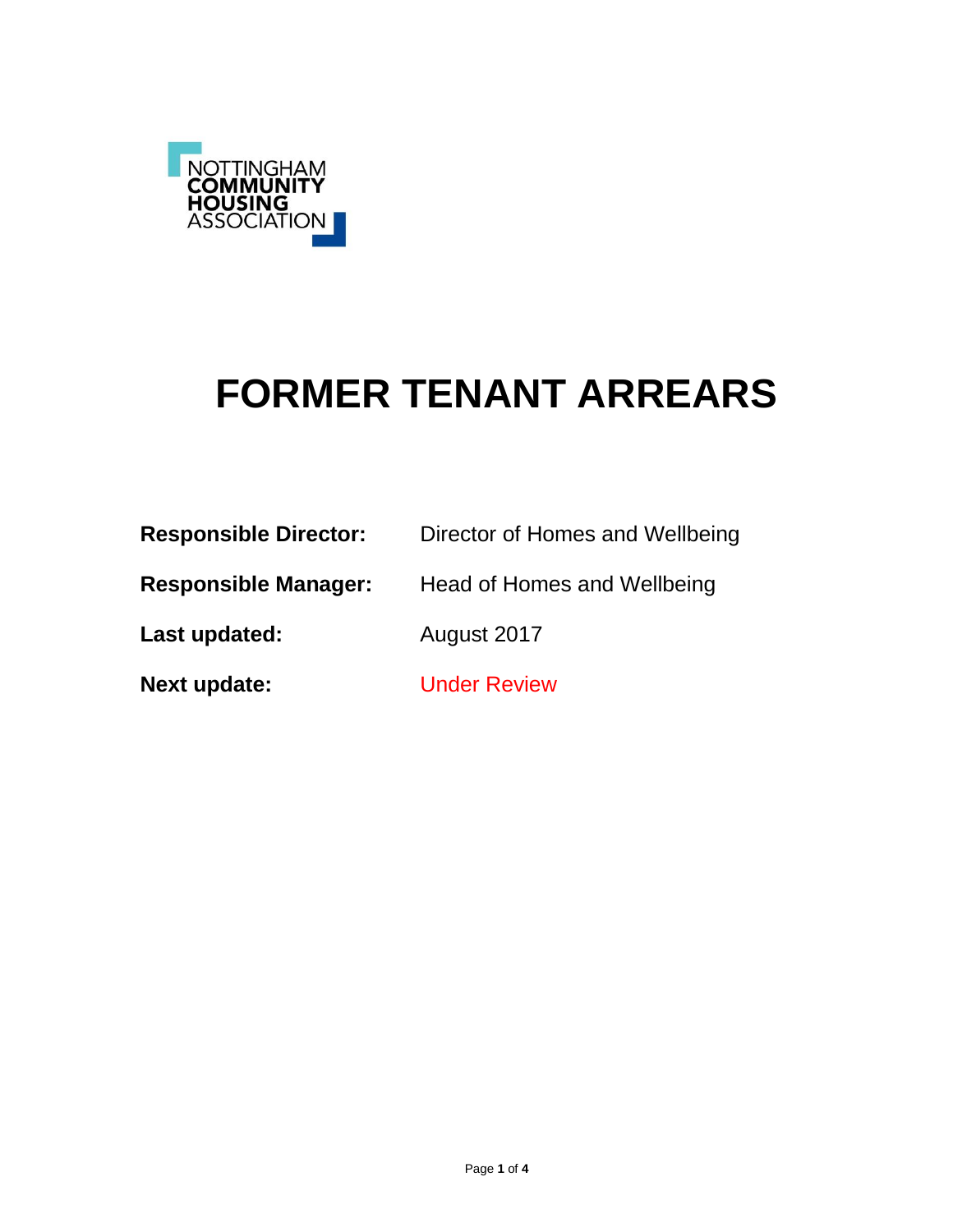NOTTINGHAM
**COMMUNITY**
**HOUSING**
ASSOCIATION

# FORMER TENANT ARREARS

**Responsible Director:** Director of Homes and Wellbeing

**Responsible Manager:** Head of Homes and Wellbeing

**Last updated:** August 2017

**Next update:** Under Review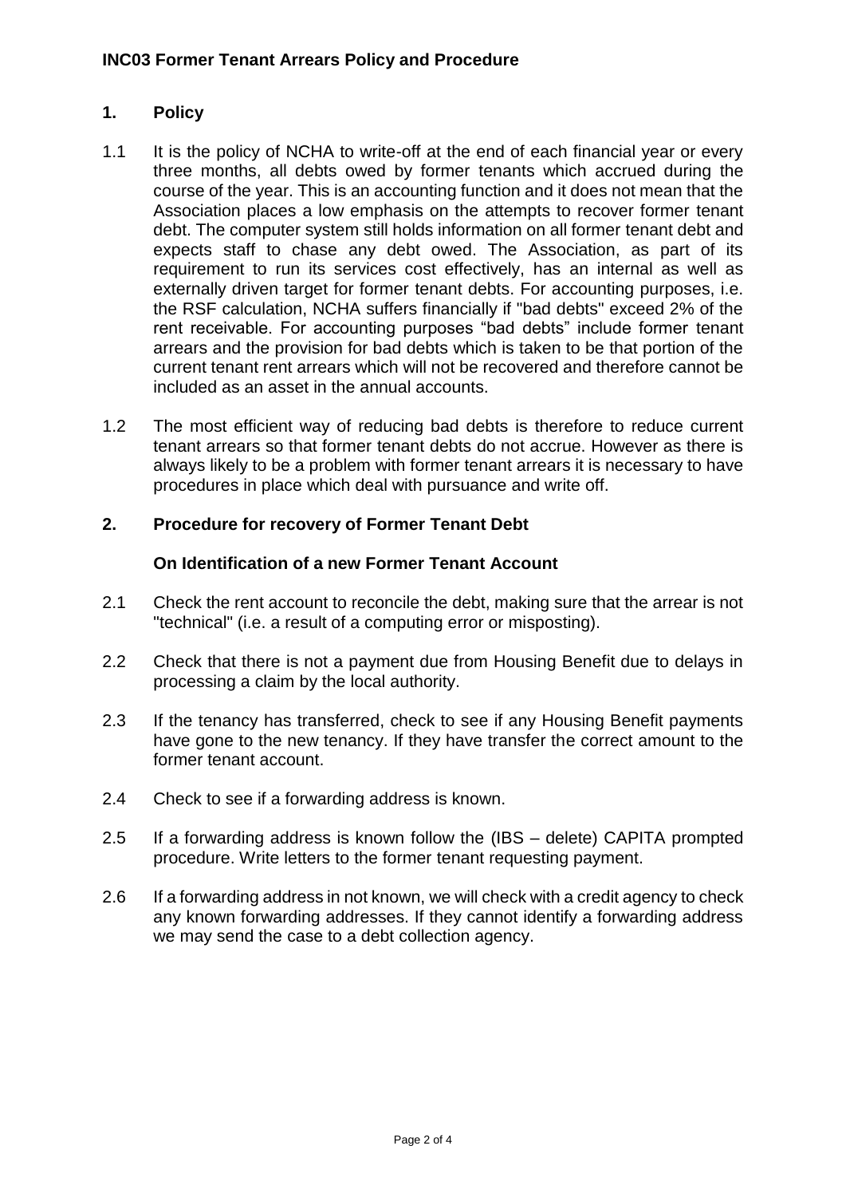**INC03 Former Tenant Arrears Policy and Procedure**

## 1. Policy

1.1 It is the policy of NCHA to write-off at the end of each financial year or every three months, all debts owed by former tenants which accrued during the course of the year. This is an accounting function and it does not mean that the Association places a low emphasis on the attempts to recover former tenant debt. The computer system still holds information on all former tenant debt and expects staff to chase any debt owed. The Association, as part of its requirement to run its services cost effectively, has an internal as well as externally driven target for former tenant debts. For accounting purposes, i.e. the RSF calculation, NCHA suffers financially if "bad debts" exceed 2% of the rent receivable. For accounting purposes "bad debts" include former tenant arrears and the provision for bad debts which is taken to be that portion of the current tenant rent arrears which will not be recovered and therefore cannot be included as an asset in the annual accounts.

1.2 The most efficient way of reducing bad debts is therefore to reduce current tenant arrears so that former tenant debts do not accrue. However as there is always likely to be a problem with former tenant arrears it is necessary to have procedures in place which deal with pursuance and write off.

## 2. Procedure for recovery of Former Tenant Debt

### On Identification of a new Former Tenant Account

2.1 Check the rent account to reconcile the debt, making sure that the arrear is not "technical" (i.e. a result of a computing error or misposting).

2.2 Check that there is not a payment due from Housing Benefit due to delays in processing a claim by the local authority.

2.3 If the tenancy has transferred, check to see if any Housing Benefit payments have gone to the new tenancy. If they have transfer the correct amount to the former tenant account.

2.4 Check to see if a forwarding address is known.

2.5 If a forwarding address is known follow the (IBS – delete) CAPITA prompted procedure. Write letters to the former tenant requesting payment.

2.6 If a forwarding address in not known, we will check with a credit agency to check any known forwarding addresses. If they cannot identify a forwarding address we may send the case to a debt collection agency.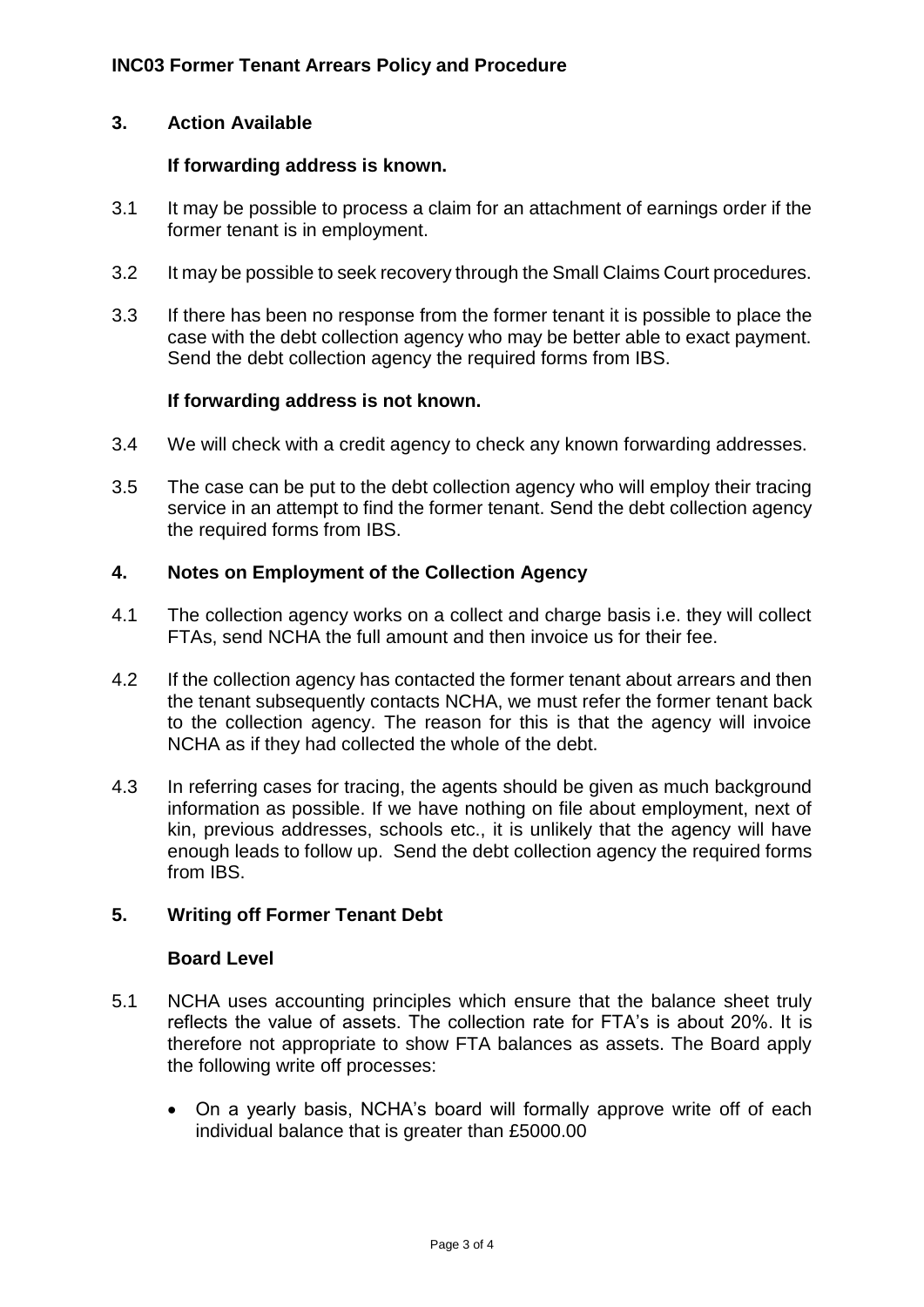## 3. Action Available

### If forwarding address is known.

3.1 It may be possible to process a claim for an attachment of earnings order if the former tenant is in employment.

3.2 It may be possible to seek recovery through the Small Claims Court procedures.

3.3 If there has been no response from the former tenant it is possible to place the case with the debt collection agency who may be better able to exact payment. Send the debt collection agency the required forms from IBS.

### If forwarding address is not known.

3.4 We will check with a credit agency to check any known forwarding addresses.

3.5 The case can be put to the debt collection agency who will employ their tracing service in an attempt to find the former tenant. Send the debt collection agency the required forms from IBS.

## 4. Notes on Employment of the Collection Agency

4.1 The collection agency works on a collect and charge basis i.e. they will collect FTAs, send NCHA the full amount and then invoice us for their fee.

4.2 If the collection agency has contacted the former tenant about arrears and then the tenant subsequently contacts NCHA, we must refer the former tenant back to the collection agency. The reason for this is that the agency will invoice NCHA as if they had collected the whole of the debt.

4.3 In referring cases for tracing, the agents should be given as much background information as possible. If we have nothing on file about employment, next of kin, previous addresses, schools etc., it is unlikely that the agency will have enough leads to follow up. Send the debt collection agency the required forms from IBS.

## 5. Writing off Former Tenant Debt

### Board Level

5.1 NCHA uses accounting principles which ensure that the balance sheet truly reflects the value of assets. The collection rate for FTA's is about 20%. It is therefore not appropriate to show FTA balances as assets. The Board apply the following write off processes:

- On a yearly basis, NCHA's board will formally approve write off of each individual balance that is greater than £5000.00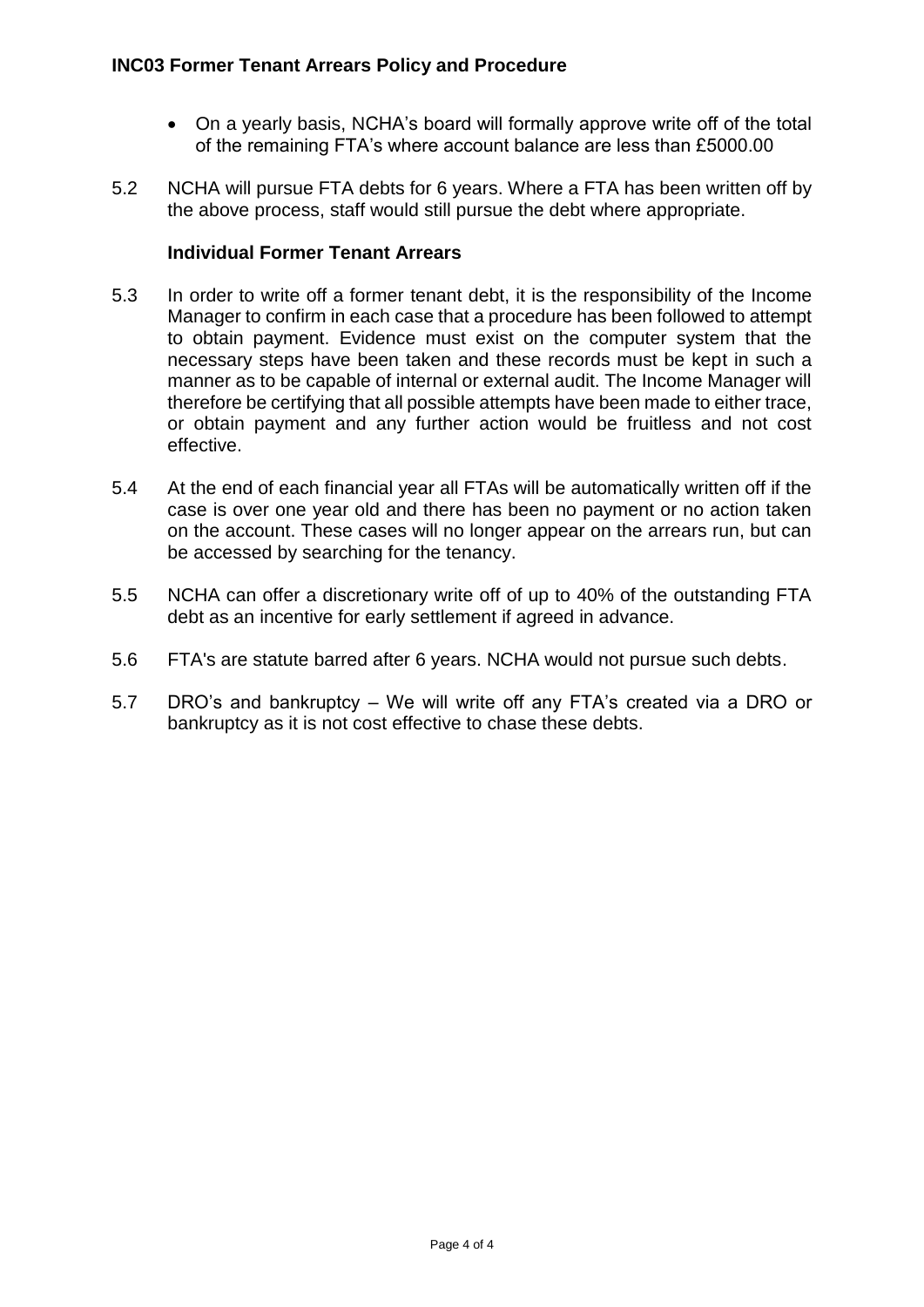- On a yearly basis, NCHA's board will formally approve write off of the total of the remaining FTA's where account balance are less than £5000.00

5.2 NCHA will pursue FTA debts for 6 years. Where a FTA has been written off by the above process, staff would still pursue the debt where appropriate.

**Individual Former Tenant Arrears**

5.3 In order to write off a former tenant debt, it is the responsibility of the Income Manager to confirm in each case that a procedure has been followed to attempt to obtain payment. Evidence must exist on the computer system that the necessary steps have been taken and these records must be kept in such a manner as to be capable of internal or external audit. The Income Manager will therefore be certifying that all possible attempts have been made to either trace, or obtain payment and any further action would be fruitless and not cost effective.

5.4 At the end of each financial year all FTAs will be automatically written off if the case is over one year old and there has been no payment or no action taken on the account. These cases will no longer appear on the arrears run, but can be accessed by searching for the tenancy.

5.5 NCHA can offer a discretionary write off of up to 40% of the outstanding FTA debt as an incentive for early settlement if agreed in advance.

5.6 FTA's are statute barred after 6 years. NCHA would not pursue such debts.

5.7 DRO's and bankruptcy – We will write off any FTA's created via a DRO or bankruptcy as it is not cost effective to chase these debts.